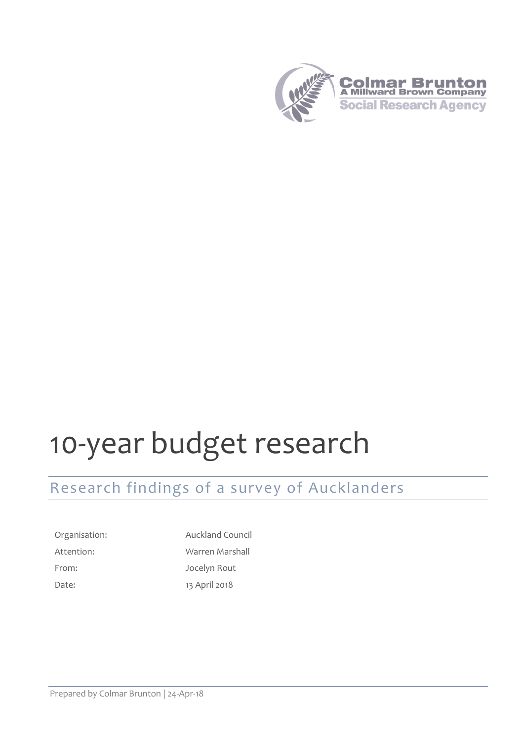# 10-year budget research

## Research findings of a survey of Aucklanders

| | |
|---|---|
| Organisation: | Auckland Council |
| Attention: | Warren Marshall |
| From: | Jocelyn Rout |
| Date: | 13 April 2018 |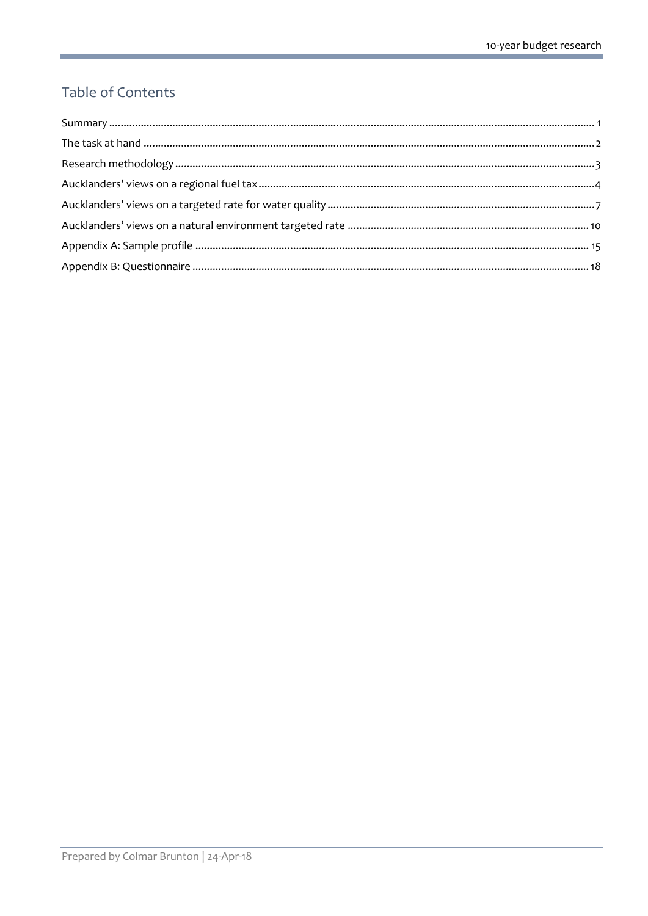# Table of Contents

Summary ..... 1
The task at hand ..... 2
Research methodology ..... 3
Aucklanders' views on a regional fuel tax ..... 4
Aucklanders' views on a targeted rate for water quality ..... 7
Aucklanders' views on a natural environment targeted rate ..... 10
Appendix A: Sample profile ..... 15
Appendix B: Questionnaire ..... 18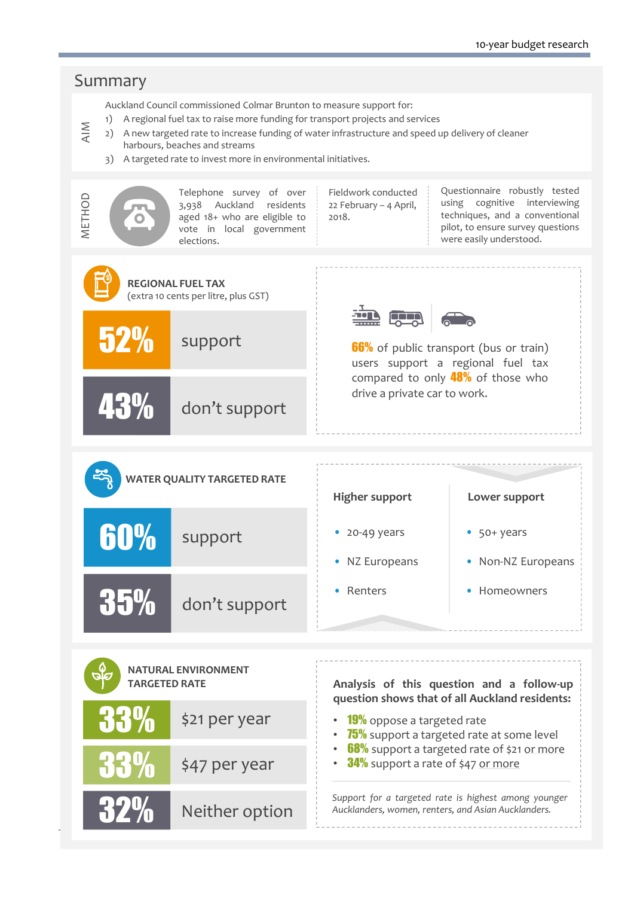# Summary

## AIM

Auckland Council commissioned Colmar Brunton to measure support for:

1) A regional fuel tax to raise more funding for transport projects and services
2) A new targeted rate to increase funding of water infrastructure and speed up delivery of cleaner harbours, beaches and streams
3) A targeted rate to invest more in environmental initiatives.

## METHOD

Telephone survey of over 3,938 Auckland residents aged 18+ who are eligible to vote in local government elections.

Fieldwork conducted 22 February – 4 April, 2018.

Questionnaire robustly tested using cognitive interviewing techniques, and a conventional pilot, to ensure survey questions were easily understood.

## REGIONAL FUEL TAX

(extra 10 cents per litre, plus GST)

| | |
|---|---|
| **52%** | support |
| **43%** | don't support |

**66%** of public transport (bus or train) users support a regional fuel tax compared to only **48%** of those who drive a private car to work.

## WATER QUALITY TARGETED RATE

| | |
|---|---|
| **60%** | support |
| **35%** | don't support |

| Higher support | Lower support |
|---|---|
| 20-49 years | 50+ years |
| NZ Europeans | Non-NZ Europeans |
| Renters | Homeowners |

## NATURAL ENVIRONMENT TARGETED RATE

| | |
|---|---|
| **33%** | $21 per year |
| **33%** | $47 per year |
| **32%** | Neither option |

**Analysis of this question and a follow-up question shows that of all Auckland residents:**

- **19%** oppose a targeted rate
- **75%** support a targeted rate at some level
- **68%** support a targeted rate of $21 or more
- **34%** support a rate of $47 or more

*Support for a targeted rate is highest among younger Aucklanders, women, renters, and Asian Aucklanders.*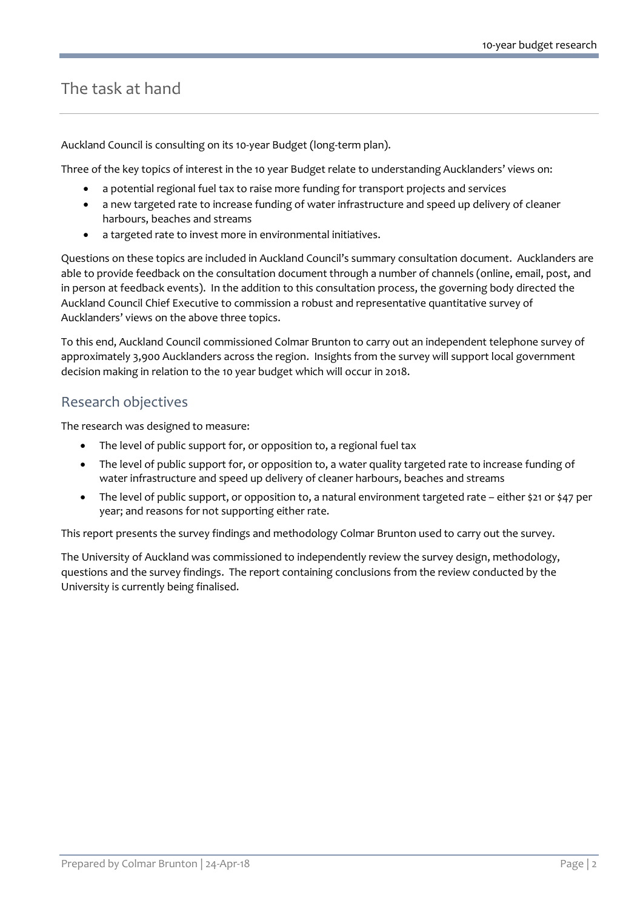# The task at hand

Auckland Council is consulting on its 10-year Budget (long-term plan).

Three of the key topics of interest in the 10 year Budget relate to understanding Aucklanders' views on:

- a potential regional fuel tax to raise more funding for transport projects and services
- a new targeted rate to increase funding of water infrastructure and speed up delivery of cleaner harbours, beaches and streams
- a targeted rate to invest more in environmental initiatives.

Questions on these topics are included in Auckland Council's summary consultation document. Aucklanders are able to provide feedback on the consultation document through a number of channels (online, email, post, and in person at feedback events). In the addition to this consultation process, the governing body directed the Auckland Council Chief Executive to commission a robust and representative quantitative survey of Aucklanders' views on the above three topics.

To this end, Auckland Council commissioned Colmar Brunton to carry out an independent telephone survey of approximately 3,900 Aucklanders across the region. Insights from the survey will support local government decision making in relation to the 10 year budget which will occur in 2018.

## Research objectives

The research was designed to measure:

- The level of public support for, or opposition to, a regional fuel tax
- The level of public support for, or opposition to, a water quality targeted rate to increase funding of water infrastructure and speed up delivery of cleaner harbours, beaches and streams
- The level of public support, or opposition to, a natural environment targeted rate – either $21 or $47 per year; and reasons for not supporting either rate.

This report presents the survey findings and methodology Colmar Brunton used to carry out the survey.

The University of Auckland was commissioned to independently review the survey design, methodology, questions and the survey findings. The report containing conclusions from the review conducted by the University is currently being finalised.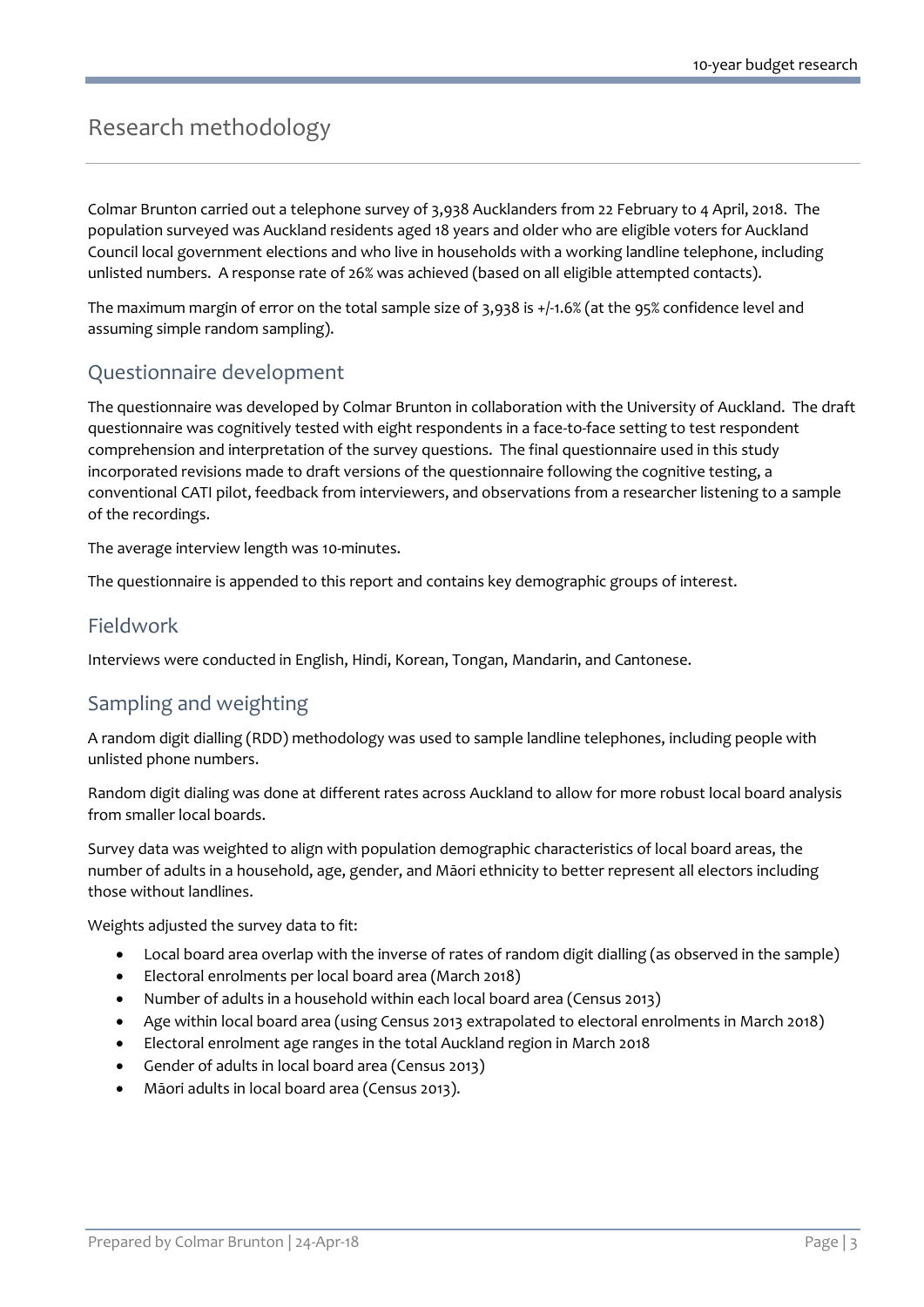# Research methodology

Colmar Brunton carried out a telephone survey of 3,938 Aucklanders from 22 February to 4 April, 2018. The population surveyed was Auckland residents aged 18 years and older who are eligible voters for Auckland Council local government elections and who live in households with a working landline telephone, including unlisted numbers. A response rate of 26% was achieved (based on all eligible attempted contacts).

The maximum margin of error on the total sample size of 3,938 is +/-1.6% (at the 95% confidence level and assuming simple random sampling).

## Questionnaire development

The questionnaire was developed by Colmar Brunton in collaboration with the University of Auckland. The draft questionnaire was cognitively tested with eight respondents in a face-to-face setting to test respondent comprehension and interpretation of the survey questions. The final questionnaire used in this study incorporated revisions made to draft versions of the questionnaire following the cognitive testing, a conventional CATI pilot, feedback from interviewers, and observations from a researcher listening to a sample of the recordings.

The average interview length was 10-minutes.

The questionnaire is appended to this report and contains key demographic groups of interest.

## Fieldwork

Interviews were conducted in English, Hindi, Korean, Tongan, Mandarin, and Cantonese.

## Sampling and weighting

A random digit dialling (RDD) methodology was used to sample landline telephones, including people with unlisted phone numbers.

Random digit dialing was done at different rates across Auckland to allow for more robust local board analysis from smaller local boards.

Survey data was weighted to align with population demographic characteristics of local board areas, the number of adults in a household, age, gender, and Māori ethnicity to better represent all electors including those without landlines.

Weights adjusted the survey data to fit:

- Local board area overlap with the inverse of rates of random digit dialling (as observed in the sample)
- Electoral enrolments per local board area (March 2018)
- Number of adults in a household within each local board area (Census 2013)
- Age within local board area (using Census 2013 extrapolated to electoral enrolments in March 2018)
- Electoral enrolment age ranges in the total Auckland region in March 2018
- Gender of adults in local board area (Census 2013)
- Māori adults in local board area (Census 2013).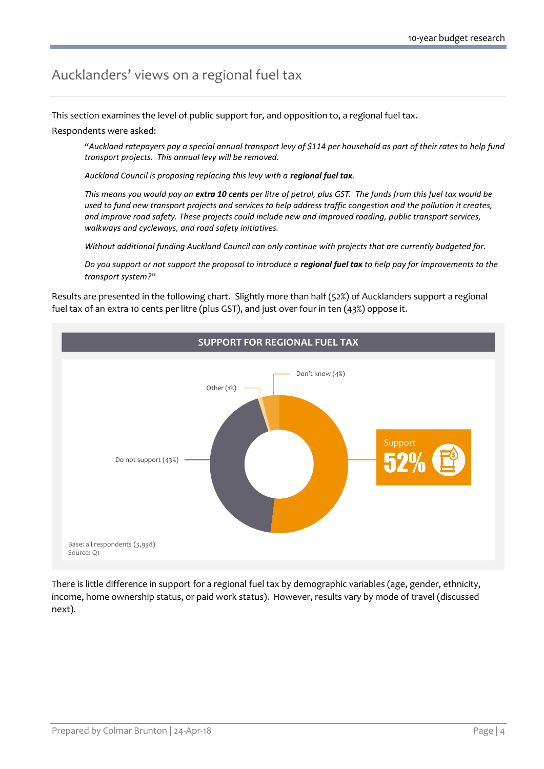# Aucklanders' views on a regional fuel tax

This section examines the level of public support for, and opposition to, a regional fuel tax.

Respondents were asked:

> *"Auckland ratepayers pay a special annual transport levy of $114 per household as part of their rates to help fund transport projects. This annual levy will be removed.*
>
> *Auckland Council is proposing replacing this levy with a* ***regional fuel tax****.*
>
> *This means you would pay an* ***extra 10 cents*** *per litre of petrol, plus GST. The funds from this fuel tax would be used to fund new transport projects and services to help address traffic congestion and the pollution it creates, and improve road safety. These projects could include new and improved roading, public transport services, walkways and cycleways, and road safety initiatives.*
>
> *Without additional funding Auckland Council can only continue with projects that are currently budgeted for.*
>
> *Do you support or not support the proposal to introduce a* ***regional fuel tax*** *to help pay for improvements to the transport system?"*

Results are presented in the following chart. Slightly more than half (52%) of Aucklanders support a regional fuel tax of an extra 10 cents per litre (plus GST), and just over four in ten (43%) oppose it.

**SUPPORT FOR REGIONAL FUEL TAX**

- Support 52%
- Do not support (43%)
- Don't know (4%)
- Other (1%)

Base: all respondents (3,938)
Source: Q1

There is little difference in support for a regional fuel tax by demographic variables (age, gender, ethnicity, income, home ownership status, or paid work status). However, results vary by mode of travel (discussed next).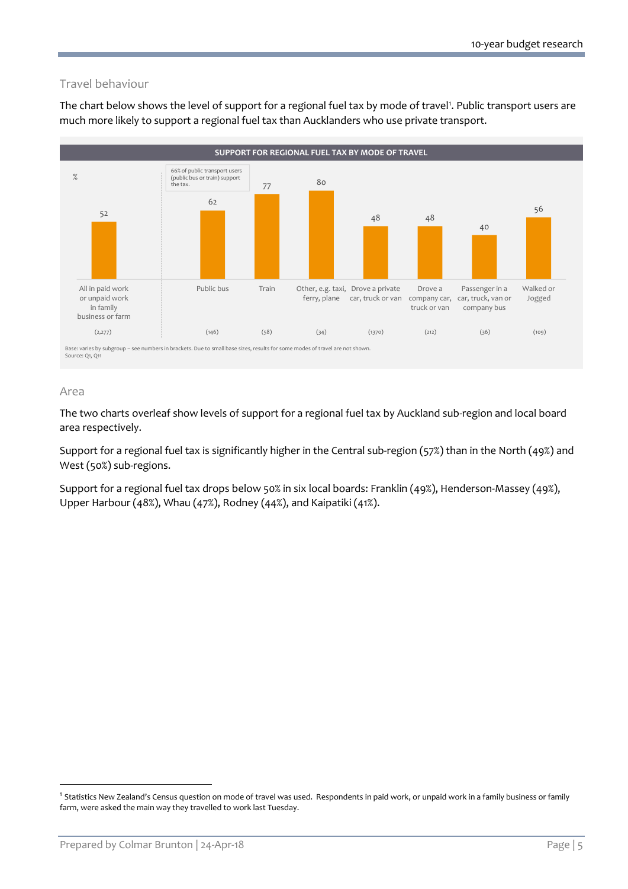## Travel behaviour

The chart below shows the level of support for a regional fuel tax by mode of travel[1]. Public transport users are much more likely to support a regional fuel tax than Aucklanders who use private transport.

**SUPPORT FOR REGIONAL FUEL TAX BY MODE OF TRAVEL**

| % | All in paid work or unpaid work in family business or farm | Public bus | Train | Other, e.g. taxi, ferry, plane | Drove a private car, truck or van | Drove a company car, truck or van | Passenger in a car, truck, van or company bus | Walked or Jogged |
|---|---|---|---|---|---|---|---|---|
| Support | 52 | 62 | 77 | 80 | 48 | 48 | 40 | 56 |
| Base | (2,277) | (146) | (58) | (34) | (1370) | (212) | (36) | (109) |

66% of public transport users (public bus or train) support the tax.

Base: varies by subgroup – see numbers in brackets. Due to small base sizes, results for some modes of travel are not shown.
Source: Q1, Q11

## Area

The two charts overleaf show levels of support for a regional fuel tax by Auckland sub-region and local board area respectively.

Support for a regional fuel tax is significantly higher in the Central sub-region (57%) than in the North (49%) and West (50%) sub-regions.

Support for a regional fuel tax drops below 50% in six local boards: Franklin (49%), Henderson-Massey (49%), Upper Harbour (48%), Whau (47%), Rodney (44%), and Kaipatiki (41%).

[1] Statistics New Zealand's Census question on mode of travel was used. Respondents in paid work, or unpaid work in a family business or family farm, were asked the main way they travelled to work last Tuesday.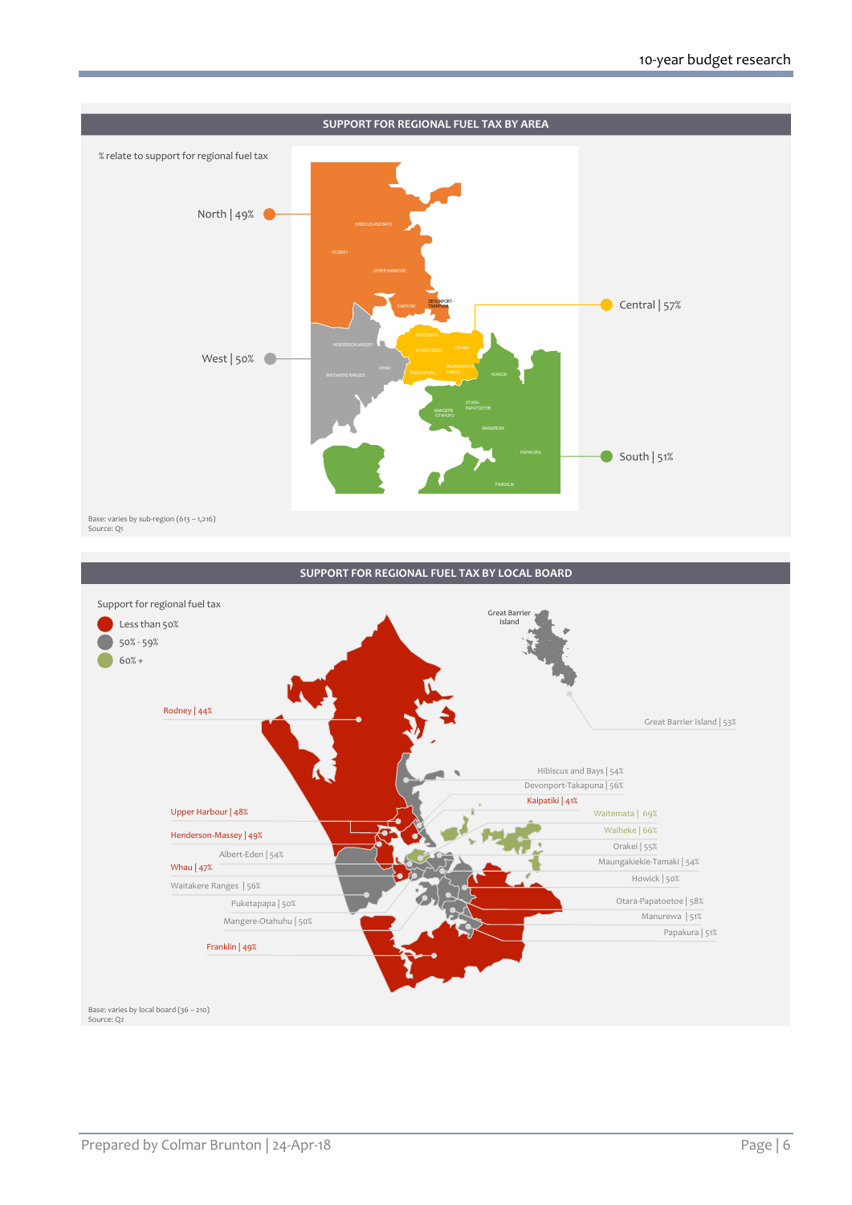## SUPPORT FOR REGIONAL FUEL TAX BY AREA

% relate to support for regional fuel tax

North | 49%

West | 50%

Central | 57%

South | 51%

HIBISCUS AND BAYS
RODNEY
UPPER HARBOUR
DEVONPORT - TAKAPUNA
KAIPATIKI
HENDERSON MASSEY
WAITEMATA
ALBERT-EDEN
ORAKEI
WAITAKERE RANGES
WHAU
PUKETAPAPA
MAUNGAKIEKIE-TAMAKI
HOWICK
OTARA-PAPATOETOE
MANGERE-OTAHUHU
MANUREWA
PAPAKURA
FRANKLIN

Base: varies by sub-region (613 – 1,216)
Source: Q1

## SUPPORT FOR REGIONAL FUEL TAX BY LOCAL BOARD

Support for regional fuel tax

- Less than 50%
- 50% - 59%
- 60% +

Great Barrier Island

Rodney | 44%

Upper Harbour | 48%

Henderson-Massey | 49%

Albert-Eden | 54%

Whau | 47%

Waitakere Ranges | 56%

Puketapapa | 50%

Mangere-Otahuhu | 50%

Franklin | 49%

Great Barrier Island | 53%

Hibiscus and Bays | 54%

Devonport-Takapuna | 56%

Kaipatiki | 41%

Waitemata | 69%

Waiheke | 66%

Orakei | 55%

Maungakiekie-Tamaki | 54%

Howick | 50%

Otara-Papatoetoe | 58%

Manurewa | 51%

Papakura | 51%

Base: varies by local board (36 – 210)
Source: Q2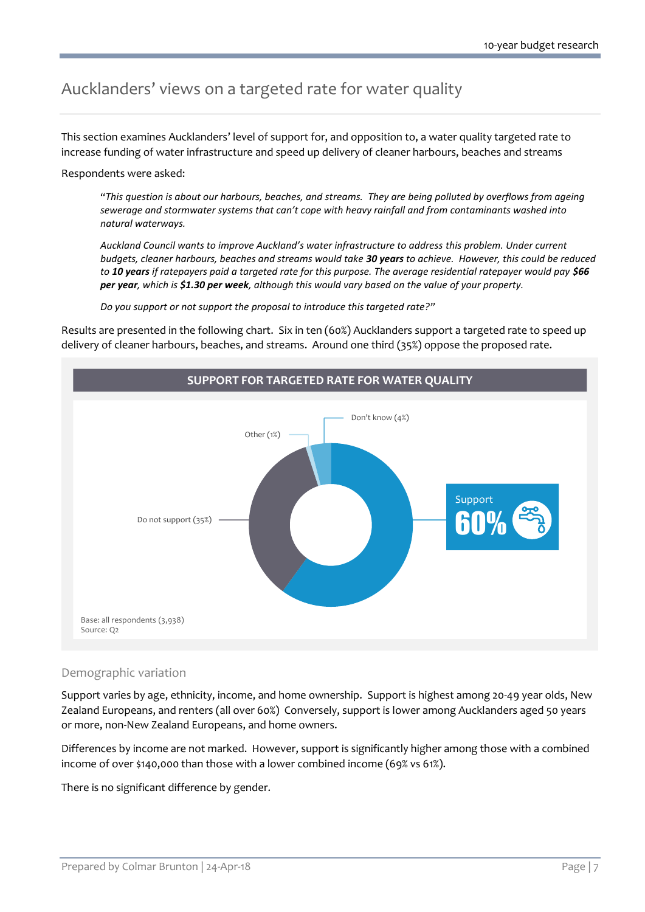# Aucklanders' views on a targeted rate for water quality

This section examines Aucklanders' level of support for, and opposition to, a water quality targeted rate to increase funding of water infrastructure and speed up delivery of cleaner harbours, beaches and streams

Respondents were asked:

> "*This question is about our harbours, beaches, and streams. They are being polluted by overflows from ageing sewerage and stormwater systems that can't cope with heavy rainfall and from contaminants washed into natural waterways.*
>
> *Auckland Council wants to improve Auckland's water infrastructure to address this problem. Under current budgets, cleaner harbours, beaches and streams would take* ***30 years*** *to achieve. However, this could be reduced to* ***10 years*** *if ratepayers paid a targeted rate for this purpose. The average residential ratepayer would pay* ***$66 per year****, which is* ***$1.30 per week****, although this would vary based on the value of your property.*
>
> *Do you support or not support the proposal to introduce this targeted rate?*"

Results are presented in the following chart. Six in ten (60%) Aucklanders support a targeted rate to speed up delivery of cleaner harbours, beaches, and streams. Around one third (35%) oppose the proposed rate.

**SUPPORT FOR TARGETED RATE FOR WATER QUALITY**

| Response | % |
|---|---|
| Support | 60% |
| Do not support | 35% |
| Don't know | 4% |
| Other | 1% |

Base: all respondents (3,938)
Source: Q2

## Demographic variation

Support varies by age, ethnicity, income, and home ownership. Support is highest among 20-49 year olds, New Zealand Europeans, and renters (all over 60%) Conversely, support is lower among Aucklanders aged 50 years or more, non-New Zealand Europeans, and home owners.

Differences by income are not marked. However, support is significantly higher among those with a combined income of over $140,000 than those with a lower combined income (69% vs 61%).

There is no significant difference by gender.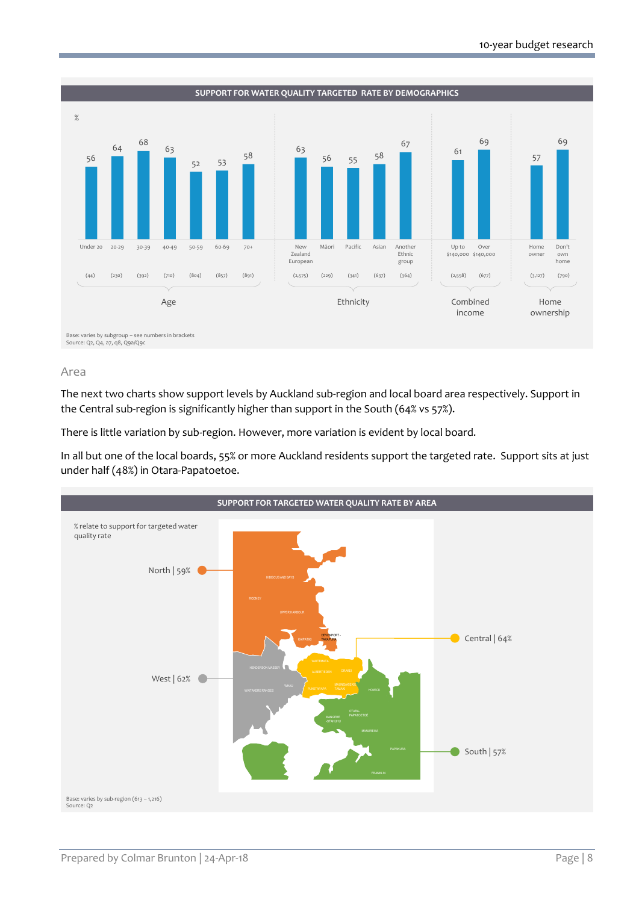**SUPPORT FOR WATER QUALITY TARGETED RATE BY DEMOGRAPHICS**

| Group | Subgroup | % | Base |
|---|---|---|---|
| Age | Under 20 | 56 | (44) |
| | 20-29 | 64 | (230) |
| | 30-39 | 68 | (392) |
| | 40-49 | 63 | (710) |
| | 50-59 | 52 | (804) |
| | 60-69 | 53 | (857) |
| | 70+ | 58 | (891) |
| Ethnicity | New Zealand European | 63 | (2,575) |
| | Māori | 56 | (229) |
| | Pacific | 55 | (341) |
| | Asian | 58 | (637) |
| | Another Ethnic group | 67 | (364) |
| Combined income | Up to $140,000 | 61 | (2,558) |
| | Over $140,000 | 69 | (677) |
| Home ownership | Home owner | 57 | (3,127) |
| | Don't own home | 69 | (790) |

Base: varies by subgroup – see numbers in brackets
Source: Q2, Q4, a7, q8, Q9a/Q9c

## Area

The next two charts show support levels by Auckland sub-region and local board area respectively. Support in the Central sub-region is significantly higher than support in the South (64% vs 57%).

There is little variation by sub-region. However, more variation is evident by local board.

In all but one of the local boards, 55% or more Auckland residents support the targeted rate. Support sits at just under half (48%) in Otara-Papatoetoe.

**SUPPORT FOR TARGETED WATER QUALITY RATE BY AREA**

% relate to support for targeted water quality rate

- North | 59%
- West | 62%
- Central | 64%
- South | 57%

Base: varies by sub-region (613 – 1,216)
Source: Q2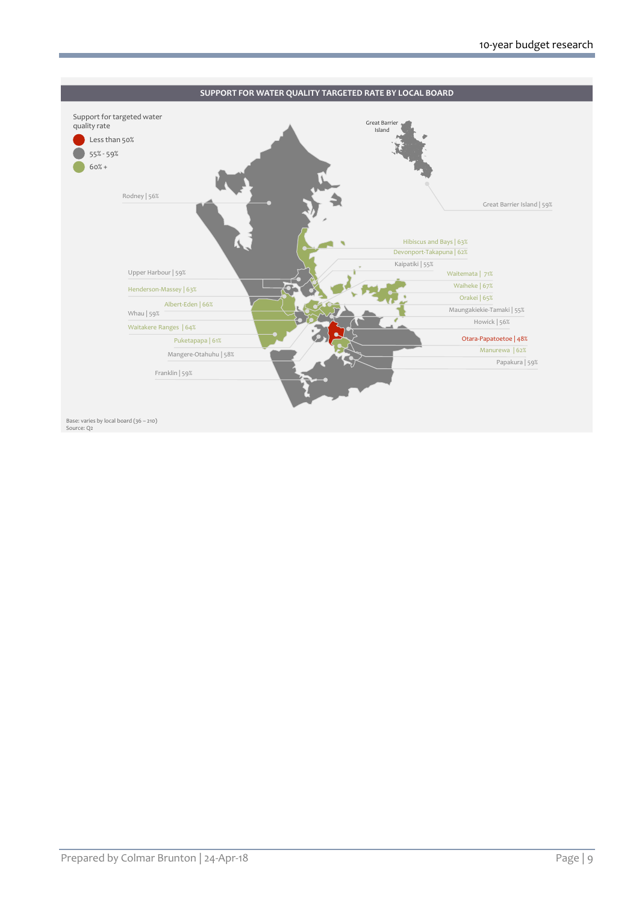## SUPPORT FOR WATER QUALITY TARGETED RATE BY LOCAL BOARD

Support for targeted water quality rate

- Less than 50%
- 55% - 59%
- 60% +

Great Barrier Island

Rodney | 56%

Great Barrier Island | 59%

Hibiscus and Bays | 63%

Devonport-Takapuna | 62%

Kaipatiki | 55%

Upper Harbour | 59%

Waitemata | 71%

Henderson-Massey | 63%

Waiheke | 67%

Albert-Eden | 66%

Orakei | 65%

Whau | 59%

Maungakiekie-Tamaki | 55%

Waitakere Ranges | 64%

Howick | 56%

Puketapapa | 61%

Otara-Papatoetoe | 48%

Mangere-Otahuhu | 58%

Manurewa | 62%

Papakura | 59%

Franklin | 59%

Base: varies by local board (36 – 210)
Source: Q2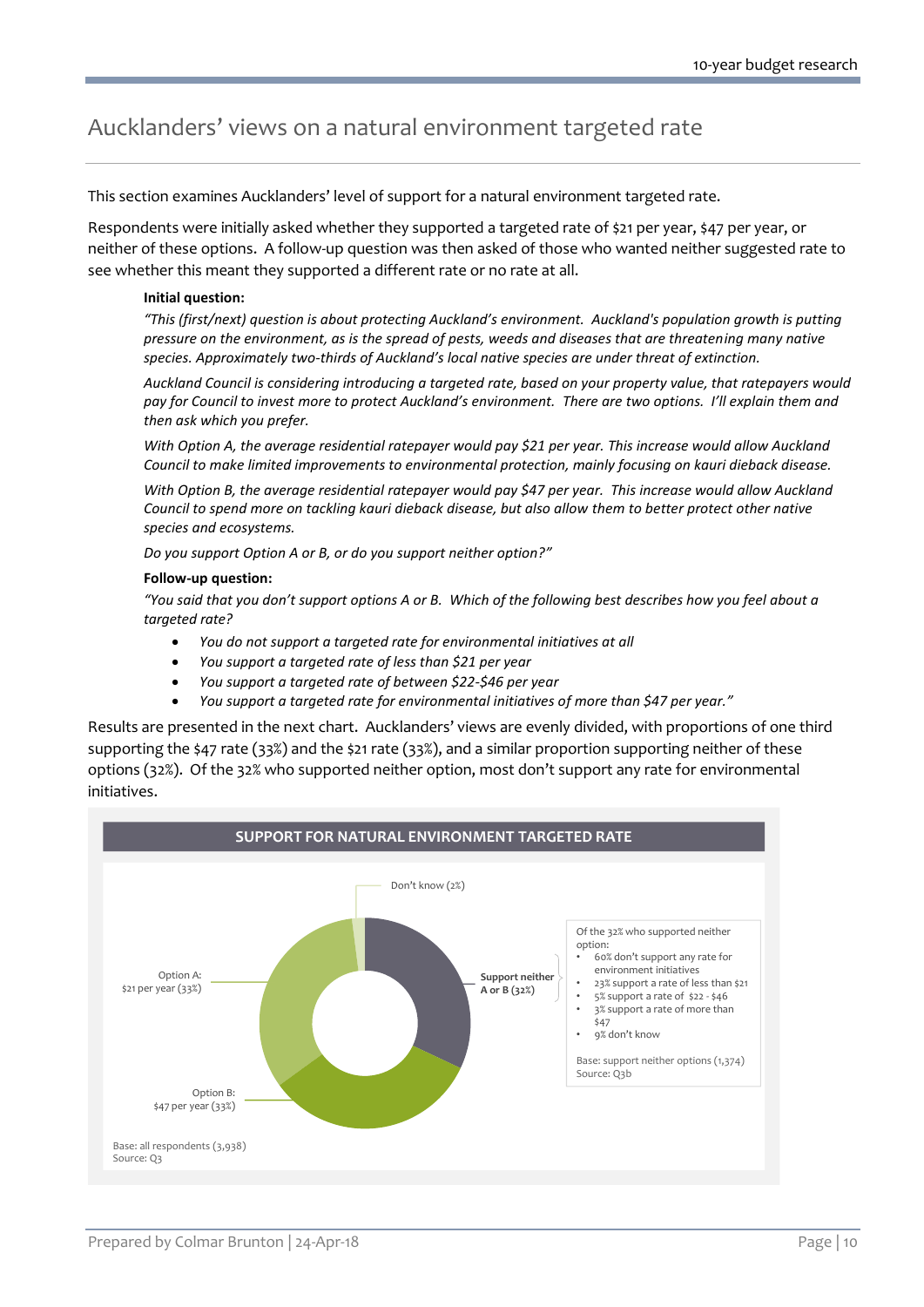## Aucklanders' views on a natural environment targeted rate

This section examines Aucklanders' level of support for a natural environment targeted rate.

Respondents were initially asked whether they supported a targeted rate of $21 per year, $47 per year, or neither of these options. A follow-up question was then asked of those who wanted neither suggested rate to see whether this meant they supported a different rate or no rate at all.

**Initial question:**

*"This (first/next) question is about protecting Auckland's environment. Auckland's population growth is putting pressure on the environment, as is the spread of pests, weeds and diseases that are threatening many native species. Approximately two-thirds of Auckland's local native species are under threat of extinction.*

*Auckland Council is considering introducing a targeted rate, based on your property value, that ratepayers would pay for Council to invest more to protect Auckland's environment. There are two options. I'll explain them and then ask which you prefer.*

*With Option A, the average residential ratepayer would pay $21 per year. This increase would allow Auckland Council to make limited improvements to environmental protection, mainly focusing on kauri dieback disease.*

*With Option B, the average residential ratepayer would pay $47 per year. This increase would allow Auckland Council to spend more on tackling kauri dieback disease, but also allow them to better protect other native species and ecosystems.*

*Do you support Option A or B, or do you support neither option?"*

**Follow-up question:**

*"You said that you don't support options A or B. Which of the following best describes how you feel about a targeted rate?*

- *You do not support a targeted rate for environmental initiatives at all*
- *You support a targeted rate of less than $21 per year*
- *You support a targeted rate of between $22-$46 per year*
- *You support a targeted rate for environmental initiatives of more than $47 per year."*

Results are presented in the next chart. Aucklanders' views are evenly divided, with proportions of one third supporting the $47 rate (33%) and the $21 rate (33%), and a similar proportion supporting neither of these options (32%). Of the 32% who supported neither option, most don't support any rate for environmental initiatives.

**SUPPORT FOR NATURAL ENVIRONMENT TARGETED RATE**

- Don't know (2%)
- Support neither A or B (32%)
- Option A: $21 per year (33%)
- Option B: $47 per year (33%)

Of the 32% who supported neither option:
- 60% don't support any rate for environment initiatives
- 23% support a rate of less than $21
- 5% support a rate of $22 - $46
- 3% support a rate of more than $47
- 9% don't know

Base: support neither options (1,374)
Source: Q3b

Base: all respondents (3,938)
Source: Q3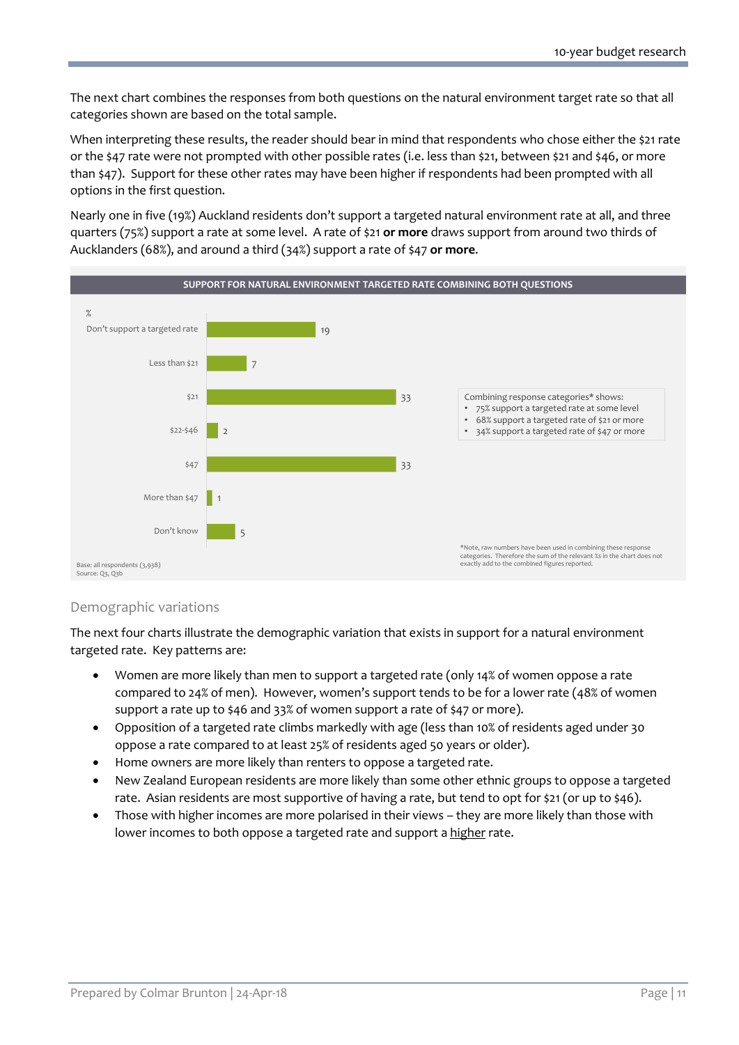The next chart combines the responses from both questions on the natural environment target rate so that all categories shown are based on the total sample.

When interpreting these results, the reader should bear in mind that respondents who chose either the $21 rate or the $47 rate were not prompted with other possible rates (i.e. less than $21, between $21 and $46, or more than $47). Support for these other rates may have been higher if respondents had been prompted with all options in the first question.

Nearly one in five (19%) Auckland residents don't support a targeted natural environment rate at all, and three quarters (75%) support a rate at some level. A rate of $21 **or more** draws support from around two thirds of Aucklanders (68%), and around a third (34%) support a rate of $47 **or more**.

**SUPPORT FOR NATURAL ENVIRONMENT TARGETED RATE COMBINING BOTH QUESTIONS**

| | % |
|---|---|
| Don't support a targeted rate | 19 |
| Less than $21 | 7 |
| $21 | 33 |
| $22-$46 | 2 |
| $47 | 33 |
| More than $47 | 1 |
| Don't know | 5 |

Combining response categories* shows:

- 75% support a targeted rate at some level
- 68% support a targeted rate of $21 or more
- 34% support a targeted rate of $47 or more

Base: all respondents (3,938)
Source: Q3, Q3b

*Note, raw numbers have been used in combining these response categories. Therefore the sum of the relevant %s in the chart does not exactly add to the combined figures reported.

## Demographic variations

The next four charts illustrate the demographic variation that exists in support for a natural environment targeted rate. Key patterns are:

- Women are more likely than men to support a targeted rate (only 14% of women oppose a rate compared to 24% of men). However, women's support tends to be for a lower rate (48% of women support a rate up to $46 and 33% of women support a rate of $47 or more).
- Opposition of a targeted rate climbs markedly with age (less than 10% of residents aged under 30 oppose a rate compared to at least 25% of residents aged 50 years or older).
- Home owners are more likely than renters to oppose a targeted rate.
- New Zealand European residents are more likely than some other ethnic groups to oppose a targeted rate. Asian residents are most supportive of having a rate, but tend to opt for $21 (or up to $46).
- Those with higher incomes are more polarised in their views – they are more likely than those with lower incomes to both oppose a targeted rate and support a higher rate.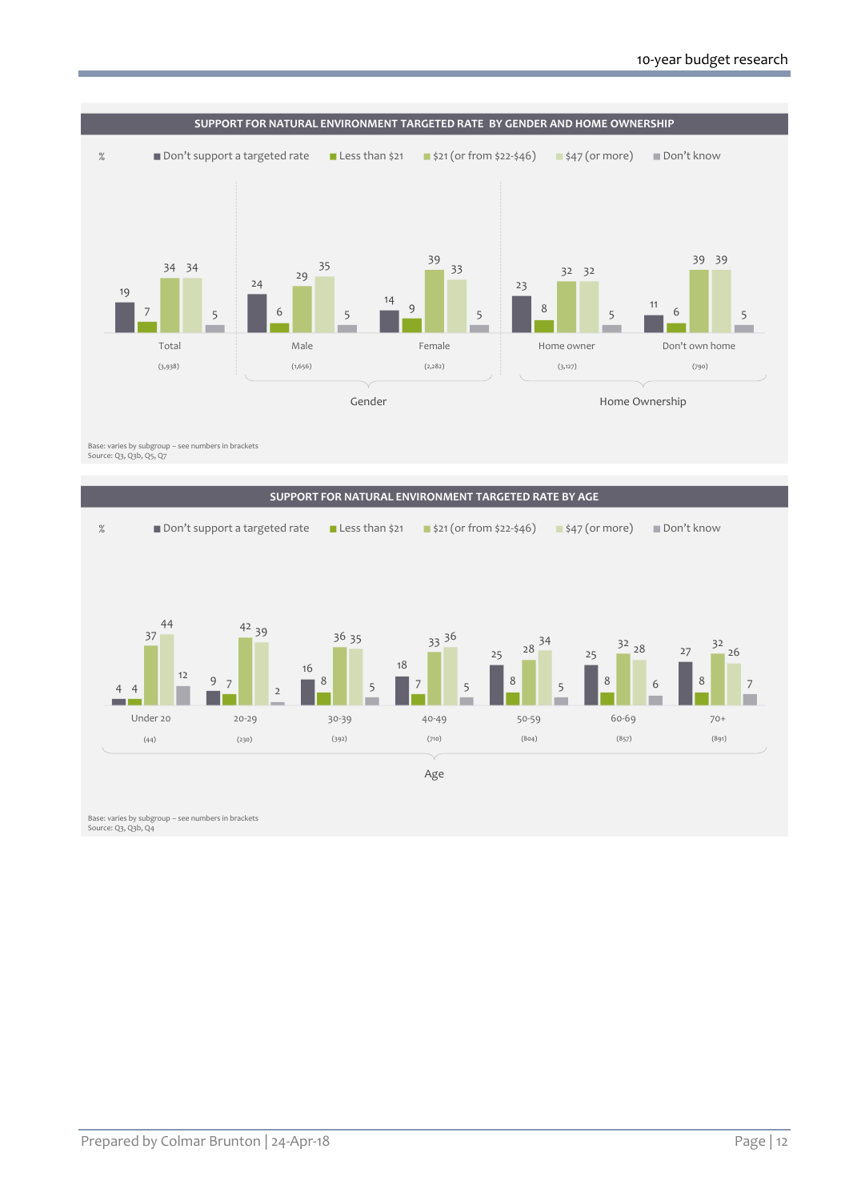## SUPPORT FOR NATURAL ENVIRONMENT TARGETED RATE BY GENDER AND HOME OWNERSHIP

| % | Don't support a targeted rate | Less than $21 | $21 (or from $22-$46) | $47 (or more) | Don't know |
|---|---|---|---|---|---|
| Total (3,938) | 19 | 7 | 34 | 34 | 5 |
| **Gender** | | | | | |
| Male (1,656) | 24 | 6 | 29 | 35 | 5 |
| Female (2,282) | 14 | 9 | 39 | 33 | 5 |
| **Home Ownership** | | | | | |
| Home owner (3,127) | 23 | 8 | 32 | 32 | 5 |
| Don't own home (790) | 11 | 6 | 39 | 39 | 5 |

Base: varies by subgroup – see numbers in brackets
Source: Q3, Q3b, Q5, Q7

## SUPPORT FOR NATURAL ENVIRONMENT TARGETED RATE BY AGE

| % (Age) | Don't support a targeted rate | Less than $21 | $21 (or from $22-$46) | $47 (or more) | Don't know |
|---|---|---|---|---|---|
| Under 20 (44) | 4 | 4 | 37 | 44 | 12 |
| 20-29 (230) | 9 | 7 | 42 | 39 | 2 |
| 30-39 (392) | 16 | 8 | 36 | 35 | 5 |
| 40-49 (710) | 18 | 7 | 33 | 36 | 5 |
| 50-59 (804) | 25 | 8 | 28 | 34 | 5 |
| 60-69 (857) | 25 | 8 | 32 | 28 | 6 |
| 70+ (891) | 27 | 8 | 32 | 26 | 7 |

Base: varies by subgroup – see numbers in brackets
Source: Q3, Q3b, Q4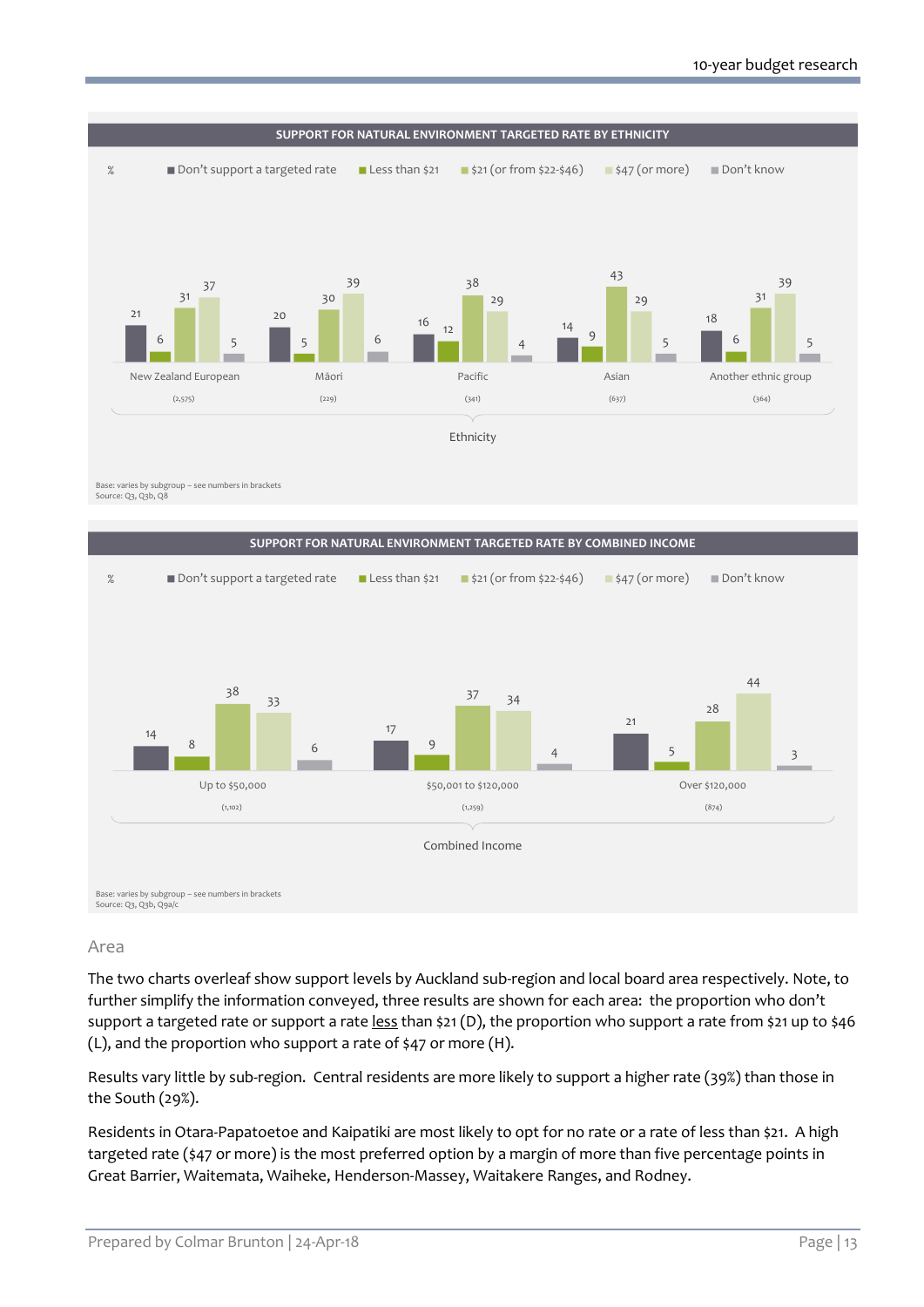**SUPPORT FOR NATURAL ENVIRONMENT TARGETED RATE BY ETHNICITY**

| % | Don't support a targeted rate | Less than $21 | $21 (or from $22-$46) | $47 (or more) | Don't know |
|---|---|---|---|---|---|
| New Zealand European (2,575) | 21 | 6 | 31 | 37 | 5 |
| Māori (229) | 20 | 5 | 30 | 39 | 6 |
| Pacific (341) | 16 | 12 | 38 | 29 | 4 |
| Asian (637) | 14 | 9 | 43 | 29 | 5 |
| Another ethnic group (364) | 18 | 6 | 31 | 39 | 5 |

Ethnicity

Base: varies by subgroup – see numbers in brackets
Source: Q3, Q3b, Q8

**SUPPORT FOR NATURAL ENVIRONMENT TARGETED RATE BY COMBINED INCOME**

| % | Don't support a targeted rate | Less than $21 | $21 (or from $22-$46) | $47 (or more) | Don't know |
|---|---|---|---|---|---|
| Up to $50,000 (1,102) | 14 | 8 | 38 | 33 | 6 |
| $50,001 to $120,000 (1,259) | 17 | 9 | 37 | 34 | 4 |
| Over $120,000 (874) | 21 | 5 | 28 | 44 | 3 |

Combined Income

Base: varies by subgroup – see numbers in brackets
Source: Q3, Q3b, Q9a/c

## Area

The two charts overleaf show support levels by Auckland sub-region and local board area respectively. Note, to further simplify the information conveyed, three results are shown for each area: the proportion who don't support a targeted rate or support a rate less than $21 (D), the proportion who support a rate from $21 up to $46 (L), and the proportion who support a rate of $47 or more (H).

Results vary little by sub-region. Central residents are more likely to support a higher rate (39%) than those in the South (29%).

Residents in Otara-Papatoetoe and Kaipatiki are most likely to opt for no rate or a rate of less than $21. A high targeted rate ($47 or more) is the most preferred option by a margin of more than five percentage points in Great Barrier, Waitemata, Waiheke, Henderson-Massey, Waitakere Ranges, and Rodney.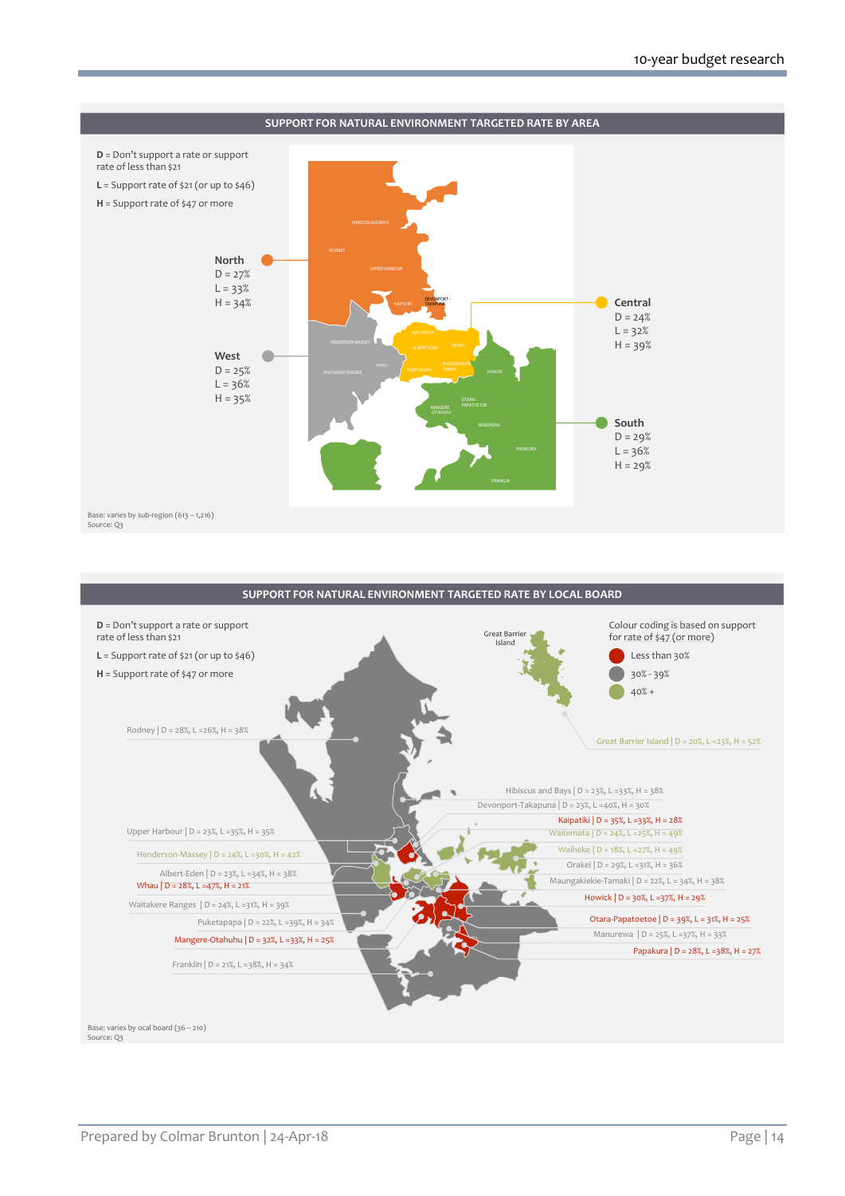## SUPPORT FOR NATURAL ENVIRONMENT TARGETED RATE BY AREA

**D** = Don't support a rate or support rate of less than $21

**L** = Support rate of $21 (or up to $46)

**H** = Support rate of $47 or more

**North**
D = 27%
L = 33%
H = 34%

**West**
D = 25%
L = 36%
H = 35%

**Central**
D = 24%
L = 32%
H = 39%

**South**
D = 29%
L = 36%
H = 29%

Base: varies by sub-region (613 – 1,216)
Source: Q3

## SUPPORT FOR NATURAL ENVIRONMENT TARGETED RATE BY LOCAL BOARD

**D** = Don't support a rate or support rate of less than $21

**L** = Support rate of $21 (or up to $46)

**H** = Support rate of $47 or more

Colour coding is based on support for rate of $47 (or more)

- Less than 30%
- 30% - 39%
- 40% +

Rodney | D = 28%, L =26%, H = 38%

Great Barrier Island | D = 20%, L =23%, H = 52%

Hibiscus and Bays | D = 23%, L =33%, H = 38%

Devonport-Takapuna | D = 23%, L =40%, H = 30%

Kaipatiki | D = 35%, L =33%, H = 28%

Waitemata | D = 24%, L =25%, H = 49%

Upper Harbour | D = 23%, L =35%, H = 35%

Henderson-Massey | D = 24%, L =30%, H = 42%

Waiheke | D = 18%, L =27%, H = 49%

Orakei | D = 29%, L =31%, H = 36%

Albert-Eden | D = 23%, L =34%, H = 38%

Maungakiekie-Tamaki | D = 22%, L = 34%, H = 38%

Whau | D = 28%, L =47%, H = 21%

Howick | D = 30%, L =37%, H = 29%

Waitakere Ranges | D = 24%, L =31%, H = 39%

Puketapapa | D = 22%, L =39%, H = 34%

Otara-Papatoetoe | D = 39%, L = 31%, H = 25%

Manurewa | D = 25%, L =37%, H = 33%

Mangere-Otahuhu | D = 32%, L =33%, H = 25%

Papakura | D = 28%, L =38%, H = 27%

Franklin | D = 21%, L =38%, H = 34%

Base: varies by ocal board (36 – 210)
Source: Q3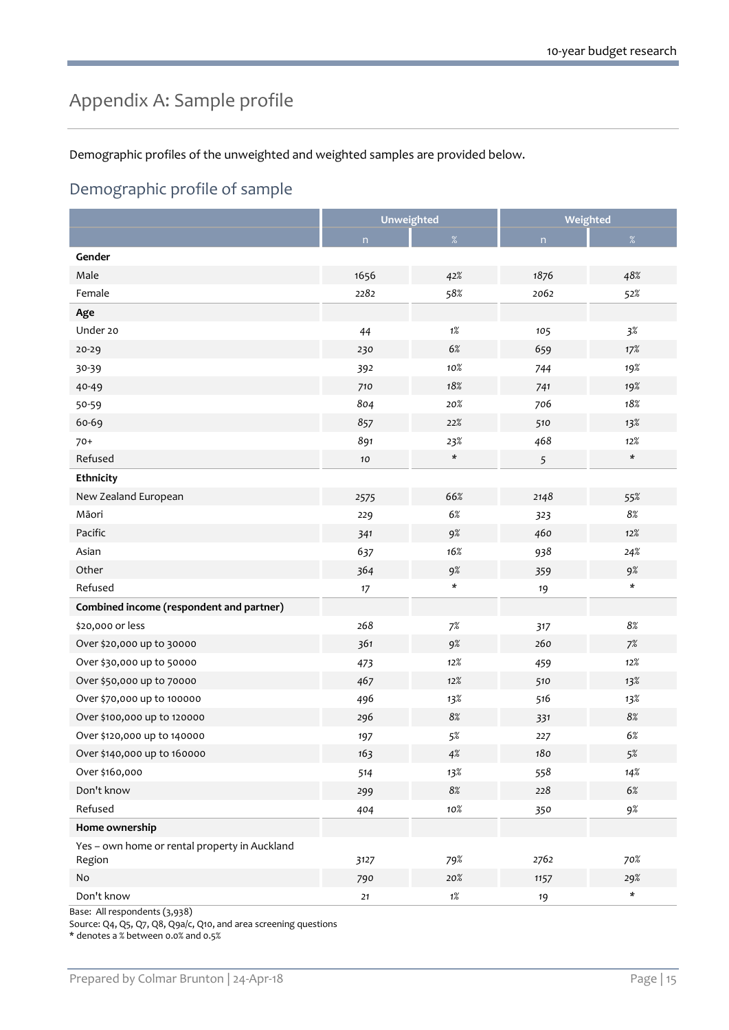# Appendix A: Sample profile

Demographic profiles of the unweighted and weighted samples are provided below.

## Demographic profile of sample

| | Unweighted | | Weighted | |
|---|---|---|---|---|
| | n | % | n | % |
| **Gender** | | | | |
| Male | 1656 | 42% | 1876 | 48% |
| Female | 2282 | 58% | 2062 | 52% |
| **Age** | | | | |
| Under 20 | 44 | 1% | 105 | 3% |
| 20-29 | 230 | 6% | 659 | 17% |
| 30-39 | 392 | 10% | 744 | 19% |
| 40-49 | 710 | 18% | 741 | 19% |
| 50-59 | 804 | 20% | 706 | 18% |
| 60-69 | 857 | 22% | 510 | 13% |
| 70+ | 891 | 23% | 468 | 12% |
| Refused | 10 | * | 5 | * |
| **Ethnicity** | | | | |
| New Zealand European | 2575 | 66% | 2148 | 55% |
| Māori | 229 | 6% | 323 | 8% |
| Pacific | 341 | 9% | 460 | 12% |
| Asian | 637 | 16% | 938 | 24% |
| Other | 364 | 9% | 359 | 9% |
| Refused | 17 | * | 19 | * |
| **Combined income (respondent and partner)** | | | | |
| $20,000 or less | 268 | 7% | 317 | 8% |
| Over $20,000 up to 30000 | 361 | 9% | 260 | 7% |
| Over $30,000 up to 50000 | 473 | 12% | 459 | 12% |
| Over $50,000 up to 70000 | 467 | 12% | 510 | 13% |
| Over $70,000 up to 100000 | 496 | 13% | 516 | 13% |
| Over $100,000 up to 120000 | 296 | 8% | 331 | 8% |
| Over $120,000 up to 140000 | 197 | 5% | 227 | 6% |
| Over $140,000 up to 160000 | 163 | 4% | 180 | 5% |
| Over $160,000 | 514 | 13% | 558 | 14% |
| Don't know | 299 | 8% | 228 | 6% |
| Refused | 404 | 10% | 350 | 9% |
| **Home ownership** | | | | |
| Yes – own home or rental property in Auckland Region | 3127 | 79% | 2762 | 70% |
| No | 790 | 20% | 1157 | 29% |
| Don't know | 21 | 1% | 19 | * |

Base: All respondents (3,938)
Source: Q4, Q5, Q7, Q8, Q9a/c, Q10, and area screening questions
* denotes a % between 0.0% and 0.5%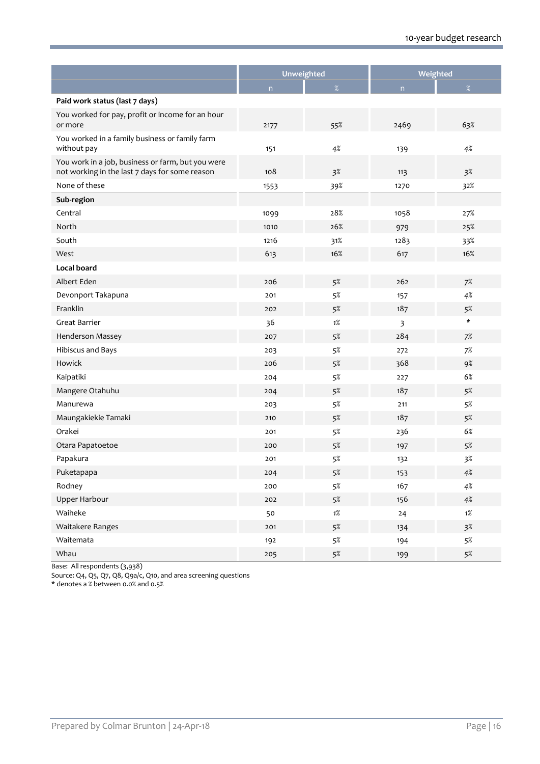| | Unweighted | | Weighted | |
|---|---|---|---|---|
| | n | % | n | % |
| **Paid work status (last 7 days)** | | | | |
| You worked for pay, profit or income for an hour or more | 2177 | 55% | 2469 | 63% |
| You worked in a family business or family farm without pay | 151 | 4% | 139 | 4% |
| You work in a job, business or farm, but you were not working in the last 7 days for some reason | 108 | 3% | 113 | 3% |
| None of these | 1553 | 39% | 1270 | 32% |
| **Sub-region** | | | | |
| Central | 1099 | 28% | 1058 | 27% |
| North | 1010 | 26% | 979 | 25% |
| South | 1216 | 31% | 1283 | 33% |
| West | 613 | 16% | 617 | 16% |
| **Local board** | | | | |
| Albert Eden | 206 | 5% | 262 | 7% |
| Devonport Takapuna | 201 | 5% | 157 | 4% |
| Franklin | 202 | 5% | 187 | 5% |
| Great Barrier | 36 | 1% | 3 | * |
| Henderson Massey | 207 | 5% | 284 | 7% |
| Hibiscus and Bays | 203 | 5% | 272 | 7% |
| Howick | 206 | 5% | 368 | 9% |
| Kaipatiki | 204 | 5% | 227 | 6% |
| Mangere Otahuhu | 204 | 5% | 187 | 5% |
| Manurewa | 203 | 5% | 211 | 5% |
| Maungakiekie Tamaki | 210 | 5% | 187 | 5% |
| Orakei | 201 | 5% | 236 | 6% |
| Otara Papatoetoe | 200 | 5% | 197 | 5% |
| Papakura | 201 | 5% | 132 | 3% |
| Puketapapa | 204 | 5% | 153 | 4% |
| Rodney | 200 | 5% | 167 | 4% |
| Upper Harbour | 202 | 5% | 156 | 4% |
| Waiheke | 50 | 1% | 24 | 1% |
| Waitakere Ranges | 201 | 5% | 134 | 3% |
| Waitemata | 192 | 5% | 194 | 5% |
| Whau | 205 | 5% | 199 | 5% |

Base: All respondents (3,938)
Source: Q4, Q5, Q7, Q8, Q9a/c, Q10, and area screening questions
* denotes a % between 0.0% and 0.5%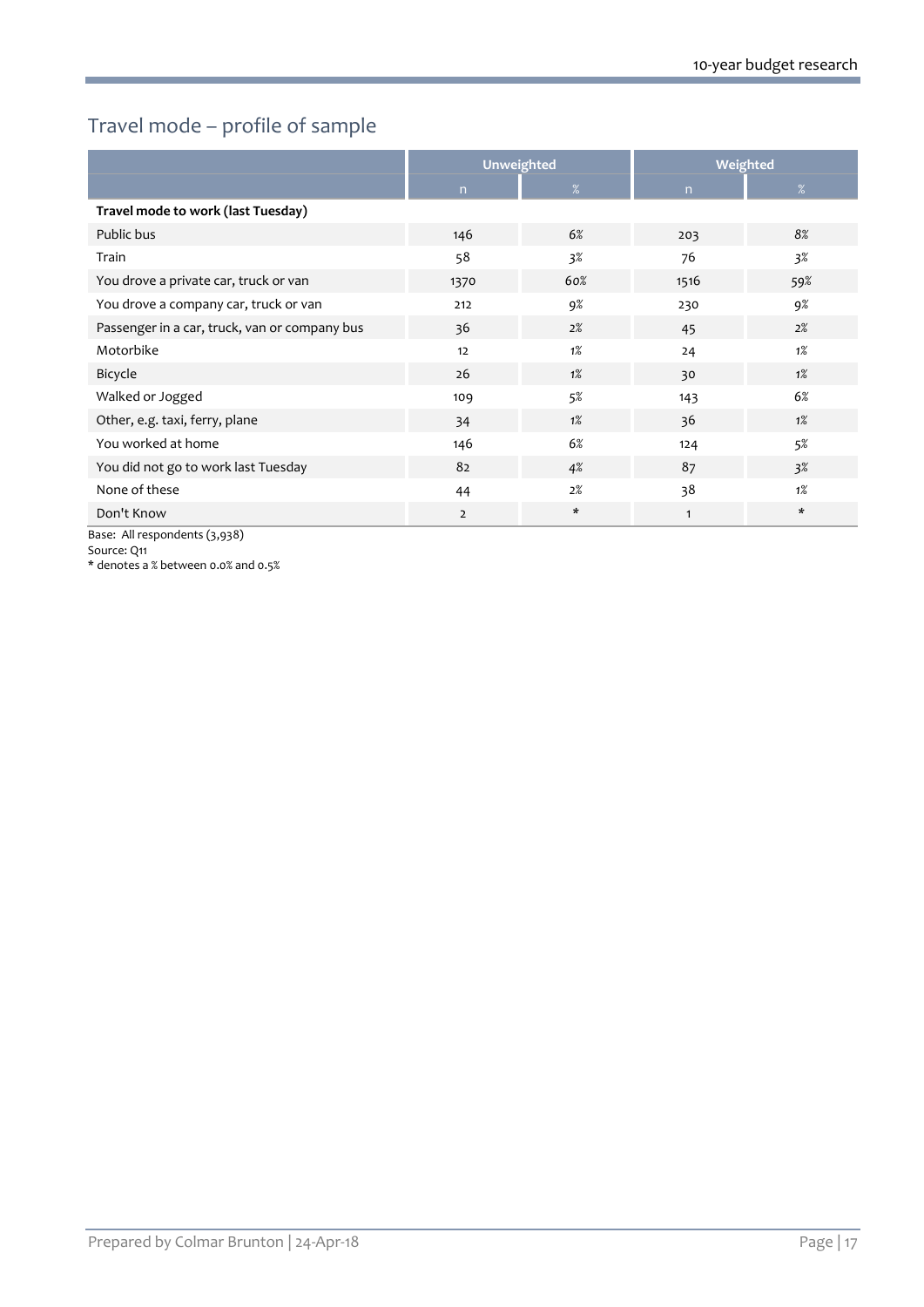## Travel mode – profile of sample

| | Unweighted | | Weighted | |
|---|---|---|---|---|
| | n | % | n | % |
| **Travel mode to work (last Tuesday)** | | | | |
| Public bus | 146 | 6% | 203 | 8% |
| Train | 58 | 3% | 76 | 3% |
| You drove a private car, truck or van | 1370 | 60% | 1516 | 59% |
| You drove a company car, truck or van | 212 | 9% | 230 | 9% |
| Passenger in a car, truck, van or company bus | 36 | 2% | 45 | 2% |
| Motorbike | 12 | 1% | 24 | 1% |
| Bicycle | 26 | 1% | 30 | 1% |
| Walked or Jogged | 109 | 5% | 143 | 6% |
| Other, e.g. taxi, ferry, plane | 34 | 1% | 36 | 1% |
| You worked at home | 146 | 6% | 124 | 5% |
| You did not go to work last Tuesday | 82 | 4% | 87 | 3% |
| None of these | 44 | 2% | 38 | 1% |
| Don't Know | 2 | * | 1 | * |

Base: All respondents (3,938)

Source: Q11

* denotes a % between 0.0% and 0.5%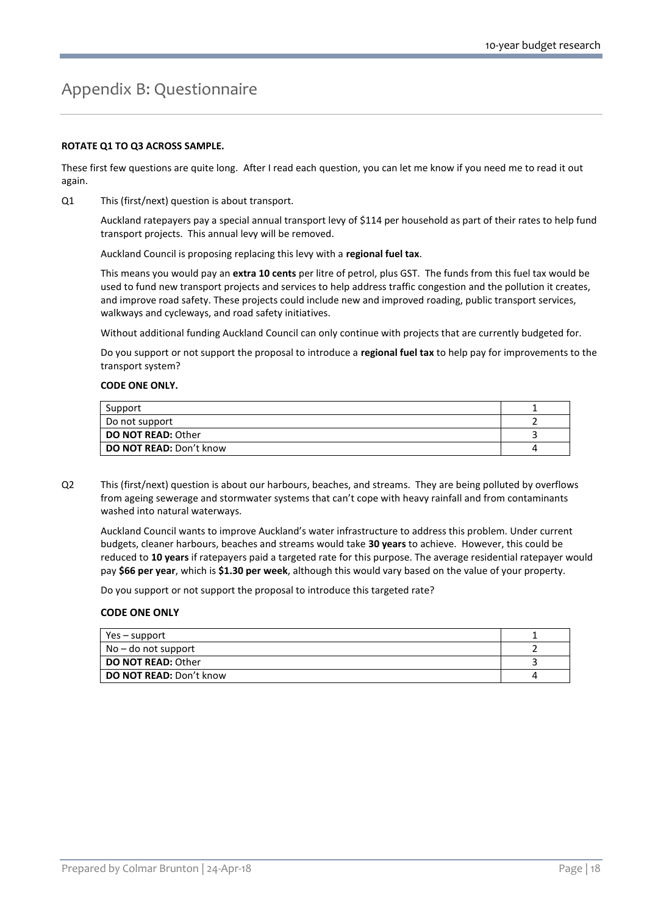# Appendix B: Questionnaire

**ROTATE Q1 TO Q3 ACROSS SAMPLE.**

These first few questions are quite long. After I read each question, you can let me know if you need me to read it out again.

Q1 This (first/next) question is about transport.

Auckland ratepayers pay a special annual transport levy of $114 per household as part of their rates to help fund transport projects. This annual levy will be removed.

Auckland Council is proposing replacing this levy with a **regional fuel tax**.

This means you would pay an **extra 10 cents** per litre of petrol, plus GST. The funds from this fuel tax would be used to fund new transport projects and services to help address traffic congestion and the pollution it creates, and improve road safety. These projects could include new and improved roading, public transport services, walkways and cycleways, and road safety initiatives.

Without additional funding Auckland Council can only continue with projects that are currently budgeted for.

Do you support or not support the proposal to introduce a **regional fuel tax** to help pay for improvements to the transport system?

**CODE ONE ONLY.**

| | |
|---|---|
| Support | 1 |
| Do not support | 2 |
| **DO NOT READ:** Other | 3 |
| **DO NOT READ:** Don't know | 4 |

Q2 This (first/next) question is about our harbours, beaches, and streams. They are being polluted by overflows from ageing sewerage and stormwater systems that can't cope with heavy rainfall and from contaminants washed into natural waterways.

Auckland Council wants to improve Auckland's water infrastructure to address this problem. Under current budgets, cleaner harbours, beaches and streams would take **30 years** to achieve. However, this could be reduced to **10 years** if ratepayers paid a targeted rate for this purpose. The average residential ratepayer would pay **$66 per year**, which is **$1.30 per week**, although this would vary based on the value of your property.

Do you support or not support the proposal to introduce this targeted rate?

**CODE ONE ONLY**

| | |
|---|---|
| Yes – support | 1 |
| No – do not support | 2 |
| **DO NOT READ:** Other | 3 |
| **DO NOT READ:** Don't know | 4 |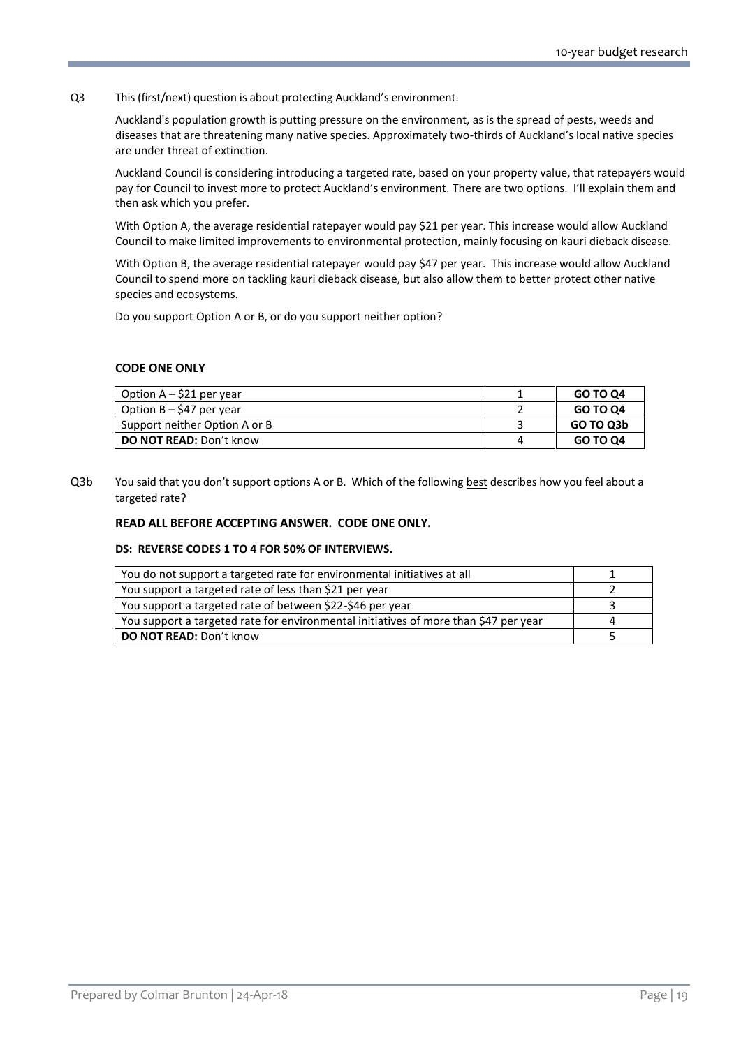Q3 This (first/next) question is about protecting Auckland's environment.

Auckland's population growth is putting pressure on the environment, as is the spread of pests, weeds and diseases that are threatening many native species. Approximately two-thirds of Auckland's local native species are under threat of extinction.

Auckland Council is considering introducing a targeted rate, based on your property value, that ratepayers would pay for Council to invest more to protect Auckland's environment. There are two options. I'll explain them and then ask which you prefer.

With Option A, the average residential ratepayer would pay $21 per year. This increase would allow Auckland Council to make limited improvements to environmental protection, mainly focusing on kauri dieback disease.

With Option B, the average residential ratepayer would pay $47 per year. This increase would allow Auckland Council to spend more on tackling kauri dieback disease, but also allow them to better protect other native species and ecosystems.

Do you support Option A or B, or do you support neither option?

**CODE ONE ONLY**

| | | |
|---|---|---|
| Option A – $21 per year | 1 | **GO TO Q4** |
| Option B – $47 per year | 2 | **GO TO Q4** |
| Support neither Option A or B | 3 | **GO TO Q3b** |
| **DO NOT READ:** Don't know | 4 | **GO TO Q4** |

Q3b You said that you don't support options A or B. Which of the following best describes how you feel about a targeted rate?

**READ ALL BEFORE ACCEPTING ANSWER. CODE ONE ONLY.**

**DS: REVERSE CODES 1 TO 4 FOR 50% OF INTERVIEWS.**

| | |
|---|---|
| You do not support a targeted rate for environmental initiatives at all | 1 |
| You support a targeted rate of less than $21 per year | 2 |
| You support a targeted rate of between $22-$46 per year | 3 |
| You support a targeted rate for environmental initiatives of more than $47 per year | 4 |
| **DO NOT READ:** Don't know | 5 |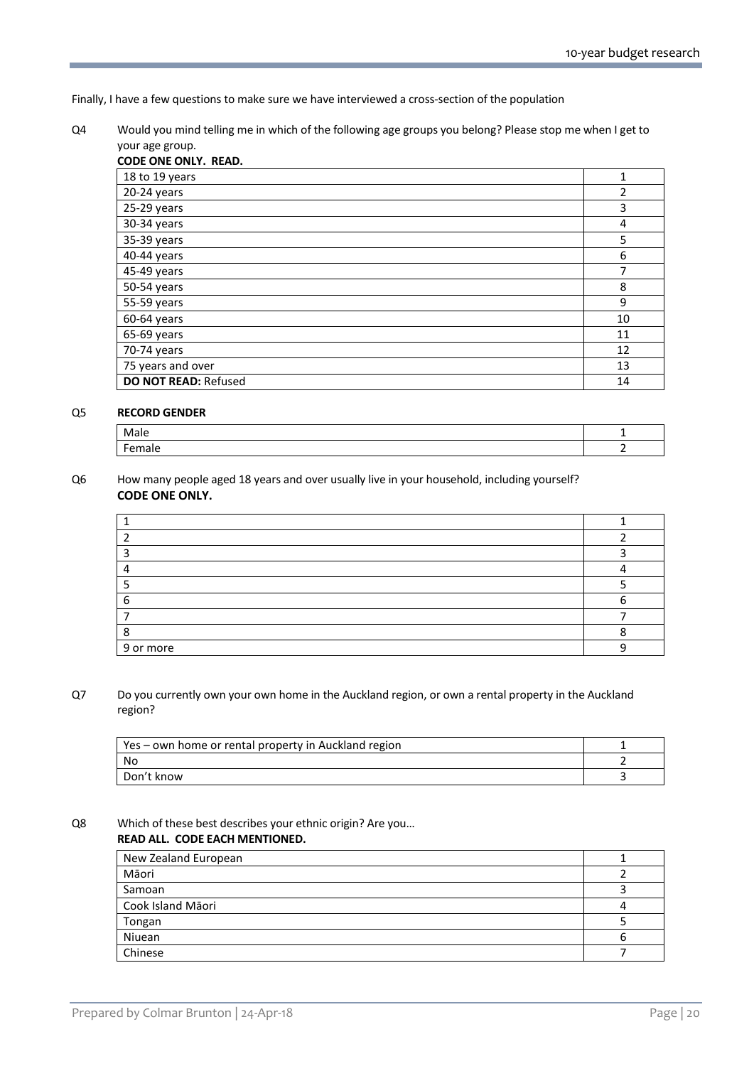Finally, I have a few questions to make sure we have interviewed a cross-section of the population

Q4 Would you mind telling me in which of the following age groups you belong? Please stop me when I get to your age group.
**CODE ONE ONLY. READ.**

| | |
|---|---|
| 18 to 19 years | 1 |
| 20-24 years | 2 |
| 25-29 years | 3 |
| 30-34 years | 4 |
| 35-39 years | 5 |
| 40-44 years | 6 |
| 45-49 years | 7 |
| 50-54 years | 8 |
| 55-59 years | 9 |
| 60-64 years | 10 |
| 65-69 years | 11 |
| 70-74 years | 12 |
| 75 years and over | 13 |
| **DO NOT READ:** Refused | 14 |

Q5 **RECORD GENDER**

| | |
|---|---|
| Male | 1 |
| Female | 2 |

Q6 How many people aged 18 years and over usually live in your household, including yourself?
**CODE ONE ONLY.**

| | |
|---|---|
| 1 | 1 |
| 2 | 2 |
| 3 | 3 |
| 4 | 4 |
| 5 | 5 |
| 6 | 6 |
| 7 | 7 |
| 8 | 8 |
| 9 or more | 9 |

Q7 Do you currently own your own home in the Auckland region, or own a rental property in the Auckland region?

| | |
|---|---|
| Yes – own home or rental property in Auckland region | 1 |
| No | 2 |
| Don't know | 3 |

Q8 Which of these best describes your ethnic origin? Are you…
**READ ALL. CODE EACH MENTIONED.**

| | |
|---|---|
| New Zealand European | 1 |
| Māori | 2 |
| Samoan | 3 |
| Cook Island Māori | 4 |
| Tongan | 5 |
| Niuean | 6 |
| Chinese | 7 |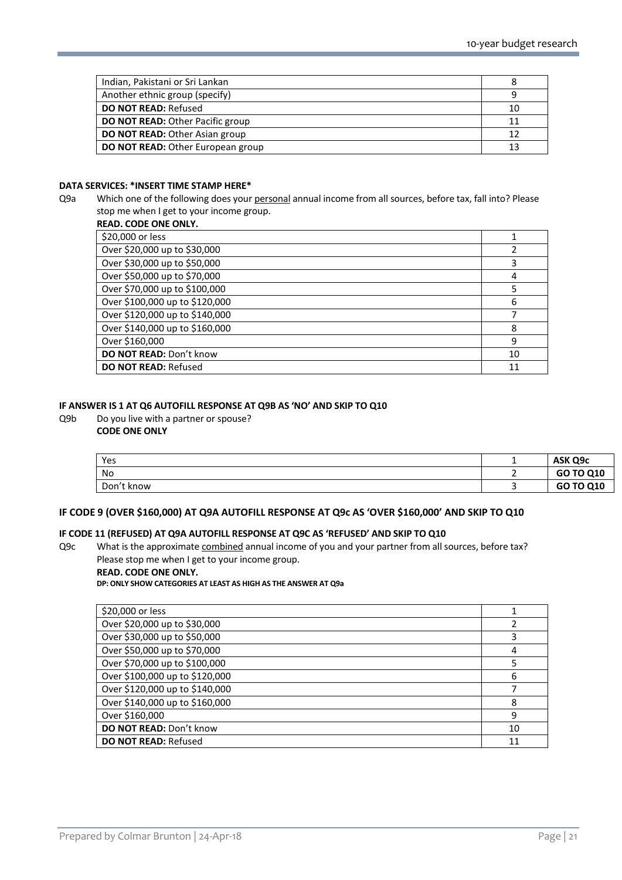| Indian, Pakistani or Sri Lankan | 8 |
|---|---|
| Another ethnic group (specify) | 9 |
| **DO NOT READ:** Refused | 10 |
| **DO NOT READ:** Other Pacific group | 11 |
| **DO NOT READ:** Other Asian group | 12 |
| **DO NOT READ:** Other European group | 13 |

**DATA SERVICES: *INSERT TIME STAMP HERE***

Q9a Which one of the following does your personal annual income from all sources, before tax, fall into? Please stop me when I get to your income group.

**READ. CODE ONE ONLY.**

| $20,000 or less | 1 |
|---|---|
| Over $20,000 up to $30,000 | 2 |
| Over $30,000 up to $50,000 | 3 |
| Over $50,000 up to $70,000 | 4 |
| Over $70,000 up to $100,000 | 5 |
| Over $100,000 up to $120,000 | 6 |
| Over $120,000 up to $140,000 | 7 |
| Over $140,000 up to $160,000 | 8 |
| Over $160,000 | 9 |
| **DO NOT READ:** Don't know | 10 |
| **DO NOT READ:** Refused | 11 |

**IF ANSWER IS 1 AT Q6 AUTOFILL RESPONSE AT Q9B AS 'NO' AND SKIP TO Q10**

Q9b Do you live with a partner or spouse?

**CODE ONE ONLY**

| Yes | 1 | **ASK Q9c** |
|---|---|---|
| No | 2 | **GO TO Q10** |
| Don't know | 3 | **GO TO Q10** |

**IF CODE 9 (OVER $160,000) AT Q9A AUTOFILL RESPONSE AT Q9c AS 'OVER $160,000' AND SKIP TO Q10**

**IF CODE 11 (REFUSED) AT Q9A AUTOFILL RESPONSE AT Q9C AS 'REFUSED' AND SKIP TO Q10**

Q9c What is the approximate combined annual income of you and your partner from all sources, before tax? Please stop me when I get to your income group.

**READ. CODE ONE ONLY.**

**DP: ONLY SHOW CATEGORIES AT LEAST AS HIGH AS THE ANSWER AT Q9a**

| $20,000 or less | 1 |
|---|---|
| Over $20,000 up to $30,000 | 2 |
| Over $30,000 up to $50,000 | 3 |
| Over $50,000 up to $70,000 | 4 |
| Over $70,000 up to $100,000 | 5 |
| Over $100,000 up to $120,000 | 6 |
| Over $120,000 up to $140,000 | 7 |
| Over $140,000 up to $160,000 | 8 |
| Over $160,000 | 9 |
| **DO NOT READ:** Don't know | 10 |
| **DO NOT READ:** Refused | 11 |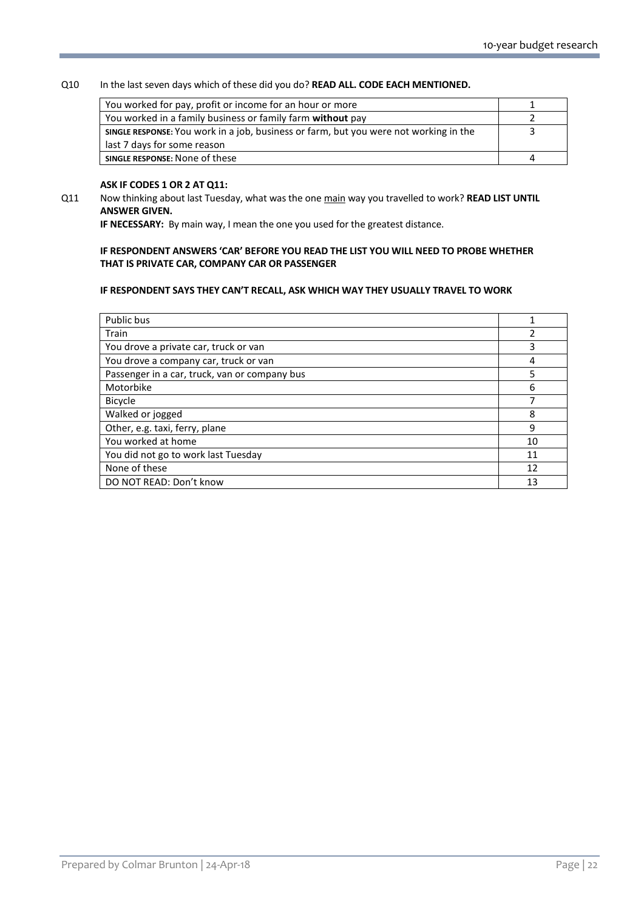Q10 In the last seven days which of these did you do? **READ ALL. CODE EACH MENTIONED.**

| | |
|---|---|
| You worked for pay, profit or income for an hour or more | 1 |
| You worked in a family business or family farm **without** pay | 2 |
| **SINGLE RESPONSE:** You work in a job, business or farm, but you were not working in the last 7 days for some reason | 3 |
| **SINGLE RESPONSE:** None of these | 4 |

**ASK IF CODES 1 OR 2 AT Q11:**

Q11 Now thinking about last Tuesday, what was the one main way you travelled to work? **READ LIST UNTIL ANSWER GIVEN.**

**IF NECESSARY:** By main way, I mean the one you used for the greatest distance.

**IF RESPONDENT ANSWERS 'CAR' BEFORE YOU READ THE LIST YOU WILL NEED TO PROBE WHETHER THAT IS PRIVATE CAR, COMPANY CAR OR PASSENGER**

**IF RESPONDENT SAYS THEY CAN'T RECALL, ASK WHICH WAY THEY USUALLY TRAVEL TO WORK**

| | |
|---|---|
| Public bus | 1 |
| Train | 2 |
| You drove a private car, truck or van | 3 |
| You drove a company car, truck or van | 4 |
| Passenger in a car, truck, van or company bus | 5 |
| Motorbike | 6 |
| Bicycle | 7 |
| Walked or jogged | 8 |
| Other, e.g. taxi, ferry, plane | 9 |
| You worked at home | 10 |
| You did not go to work last Tuesday | 11 |
| None of these | 12 |
| DO NOT READ: Don't know | 13 |